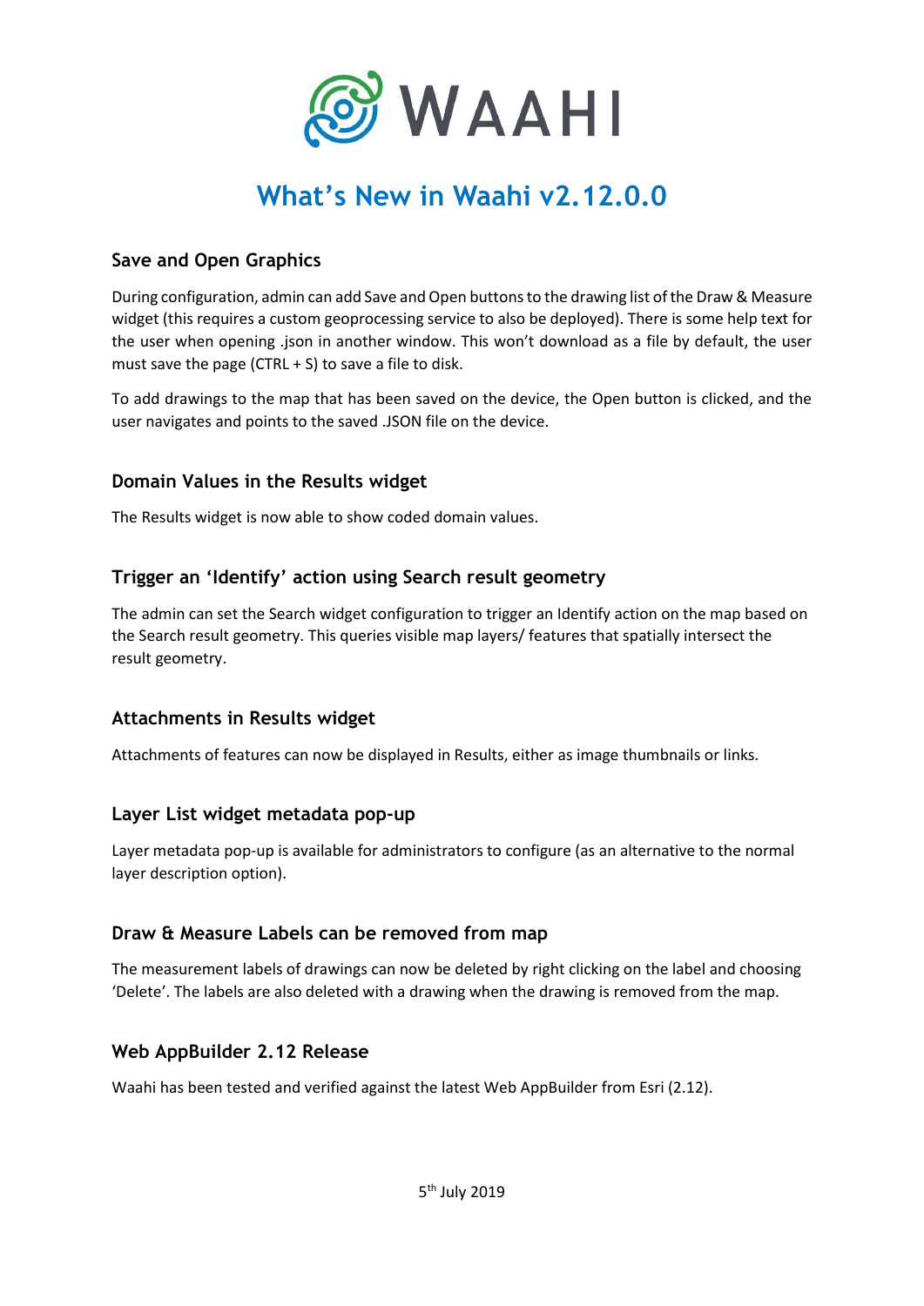# What's New in Waahi v2.12.0.0

## Save and Open Graphics

During configuration, admin can add Save and Open buttons to the drawing list of the Draw & Measure widget (this requires a custom geoprocessing service to also be deployed). There is some help text for the user when opening .json in another window. This won't download as a file by default, the user must save the page (CTRL + S) to save a file to disk.

To add drawings to the map that has been saved on the device, the Open button is clicked, and the user navigates and points to the saved .JSON file on the device.

## Domain Values in the Results widget

The Results widget is now able to show coded domain values.

## Trigger an 'Identify' action using Search result geometry

The admin can set the Search widget configuration to trigger an Identify action on the map based on the Search result geometry. This queries visible map layers/ features that spatially intersect the result geometry.

## Attachments in Results widget

Attachments of features can now be displayed in Results, either as image thumbnails or links.

## Layer List widget metadata pop-up

Layer metadata pop-up is available for administrators to configure (as an alternative to the normal layer description option).

## Draw & Measure Labels can be removed from map

The measurement labels of drawings can now be deleted by right clicking on the label and choosing 'Delete'. The labels are also deleted with a drawing when the drawing is removed from the map.

## Web AppBuilder 2.12 Release

Waahi has been tested and verified against the latest Web AppBuilder from Esri (2.12).

5th July 2019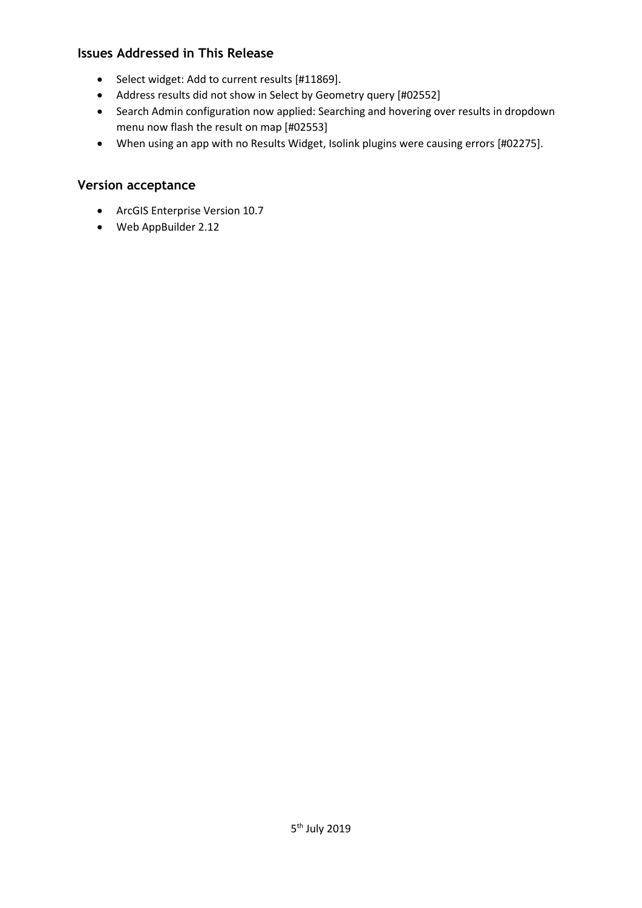## Issues Addressed in This Release

- Select widget: Add to current results [#11869].
- Address results did not show in Select by Geometry query [#02552]
- Search Admin configuration now applied: Searching and hovering over results in dropdown menu now flash the result on map [#02553]
- When using an app with no Results Widget, Isolink plugins were causing errors [#02275].

## Version acceptance

- ArcGIS Enterprise Version 10.7
- Web AppBuilder 2.12